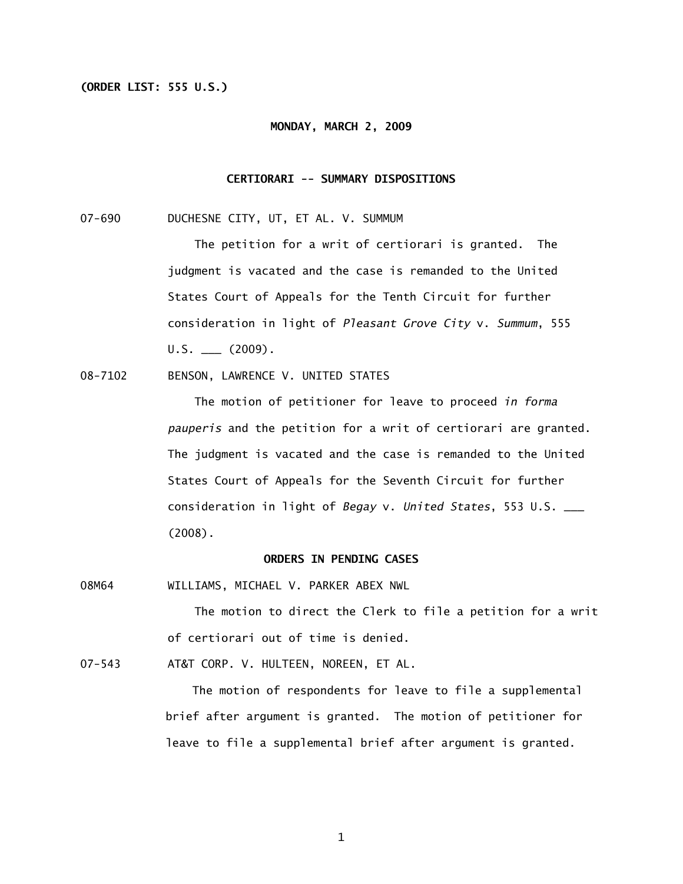**(ORDER LIST: 555 U.S.)**

**MONDAY, MARCH 2, 2009**

**CERTIORARI -- SUMMARY DISPOSITIONS**

07-690 DUCHESNE CITY, UT, ET AL. V. SUMMUM

The petition for a writ of certiorari is granted. The judgment is vacated and the case is remanded to the United States Court of Appeals for the Tenth Circuit for further consideration in light of *Pleasant Grove City* v. *Summum*, 555 U.S. ___ (2009).

08-7102 BENSON, LAWRENCE V. UNITED STATES

The motion of petitioner for leave to proceed *in forma pauperis* and the petition for a writ of certiorari are granted. The judgment is vacated and the case is remanded to the United States Court of Appeals for the Seventh Circuit for further consideration in light of *Begay* v. *United States*, 553 U.S. ___ (2008).

**ORDERS IN PENDING CASES**

08M64 WILLIAMS, MICHAEL V. PARKER ABEX NWL

The motion to direct the Clerk to file a petition for a writ of certiorari out of time is denied.

07-543 AT&T CORP. V. HULTEEN, NOREEN, ET AL.

The motion of respondents for leave to file a supplemental brief after argument is granted. The motion of petitioner for leave to file a supplemental brief after argument is granted.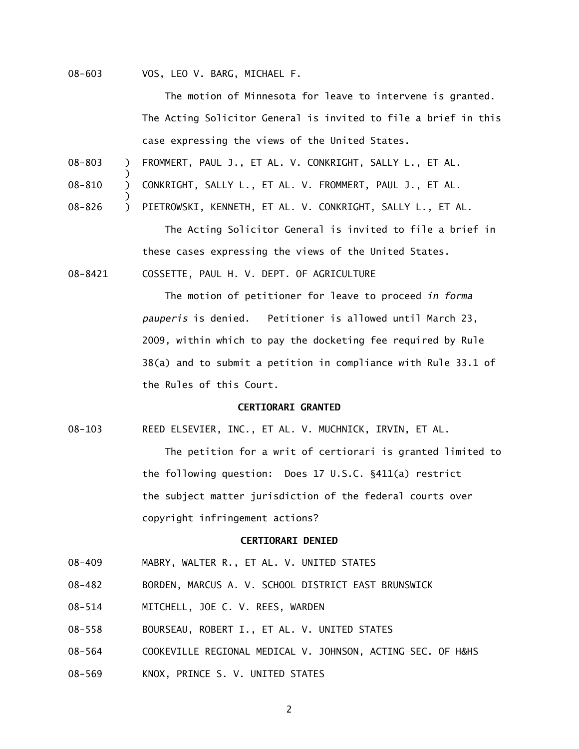08-603 VOS, LEO V. BARG, MICHAEL F.

The motion of Minnesota for leave to intervene is granted. The Acting Solicitor General is invited to file a brief in this case expressing the views of the United States.

08-803 ) FROMMERT, PAUL J., ET AL. V. CONKRIGHT, SALLY L., ET AL.
)
08-810 ) CONKRIGHT, SALLY L., ET AL. V. FROMMERT, PAUL J., ET AL.
)
08-826 ) PIETROWSKI, KENNETH, ET AL. V. CONKRIGHT, SALLY L., ET AL.

The Acting Solicitor General is invited to file a brief in these cases expressing the views of the United States.

08-8421 COSSETTE, PAUL H. V. DEPT. OF AGRICULTURE

The motion of petitioner for leave to proceed *in forma pauperis* is denied. Petitioner is allowed until March 23, 2009, within which to pay the docketing fee required by Rule 38(a) and to submit a petition in compliance with Rule 33.1 of the Rules of this Court.

**CERTIORARI GRANTED**

08-103 REED ELSEVIER, INC., ET AL. V. MUCHNICK, IRVIN, ET AL.

The petition for a writ of certiorari is granted limited to the following question: Does 17 U.S.C. §411(a) restrict the subject matter jurisdiction of the federal courts over copyright infringement actions?

**CERTIORARI DENIED**

08-409 MABRY, WALTER R., ET AL. V. UNITED STATES

08-482 BORDEN, MARCUS A. V. SCHOOL DISTRICT EAST BRUNSWICK

08-514 MITCHELL, JOE C. V. REES, WARDEN

08-558 BOURSEAU, ROBERT I., ET AL. V. UNITED STATES

08-564 COOKEVILLE REGIONAL MEDICAL V. JOHNSON, ACTING SEC. OF H&HS

08-569 KNOX, PRINCE S. V. UNITED STATES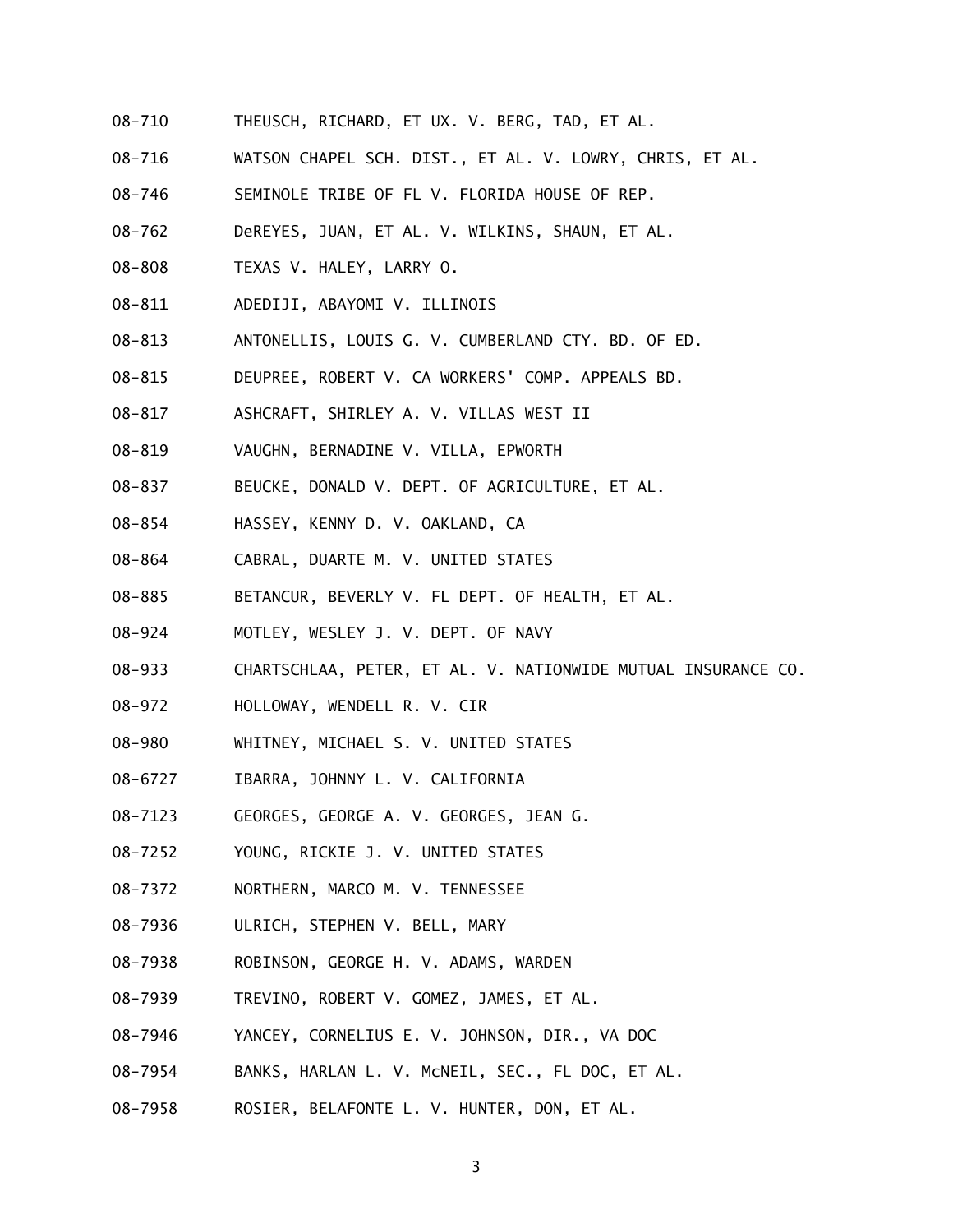08-710 THEUSCH, RICHARD, ET UX. V. BERG, TAD, ET AL.

08-716 WATSON CHAPEL SCH. DIST., ET AL. V. LOWRY, CHRIS, ET AL.

08-746 SEMINOLE TRIBE OF FL V. FLORIDA HOUSE OF REP.

08-762 DeREYES, JUAN, ET AL. V. WILKINS, SHAUN, ET AL.

08-808 TEXAS V. HALEY, LARRY O.

08-811 ADEDIJI, ABAYOMI V. ILLINOIS

08-813 ANTONELLIS, LOUIS G. V. CUMBERLAND CTY. BD. OF ED.

08-815 DEUPREE, ROBERT V. CA WORKERS' COMP. APPEALS BD.

08-817 ASHCRAFT, SHIRLEY A. V. VILLAS WEST II

08-819 VAUGHN, BERNADINE V. VILLA, EPWORTH

08-837 BEUCKE, DONALD V. DEPT. OF AGRICULTURE, ET AL.

08-854 HASSEY, KENNY D. V. OAKLAND, CA

08-864 CABRAL, DUARTE M. V. UNITED STATES

08-885 BETANCUR, BEVERLY V. FL DEPT. OF HEALTH, ET AL.

08-924 MOTLEY, WESLEY J. V. DEPT. OF NAVY

08-933 CHARTSCHLAA, PETER, ET AL. V. NATIONWIDE MUTUAL INSURANCE CO.

08-972 HOLLOWAY, WENDELL R. V. CIR

08-980 WHITNEY, MICHAEL S. V. UNITED STATES

08-6727 IBARRA, JOHNNY L. V. CALIFORNIA

08-7123 GEORGES, GEORGE A. V. GEORGES, JEAN G.

08-7252 YOUNG, RICKIE J. V. UNITED STATES

08-7372 NORTHERN, MARCO M. V. TENNESSEE

08-7936 ULRICH, STEPHEN V. BELL, MARY

08-7938 ROBINSON, GEORGE H. V. ADAMS, WARDEN

08-7939 TREVINO, ROBERT V. GOMEZ, JAMES, ET AL.

08-7946 YANCEY, CORNELIUS E. V. JOHNSON, DIR., VA DOC

08-7954 BANKS, HARLAN L. V. McNEIL, SEC., FL DOC, ET AL.

08-7958 ROSIER, BELAFONTE L. V. HUNTER, DON, ET AL.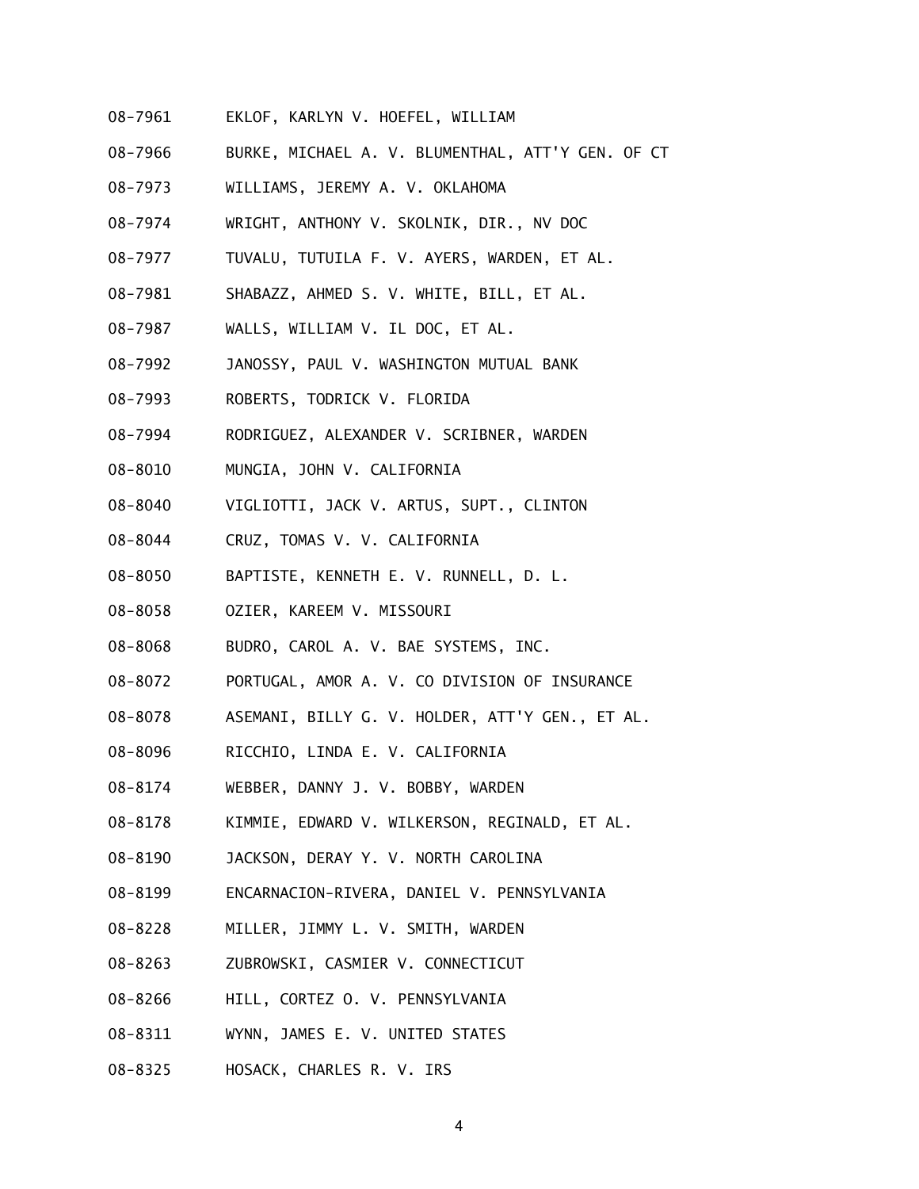08-7961 EKLOF, KARLYN V. HOEFEL, WILLIAM

08-7966 BURKE, MICHAEL A. V. BLUMENTHAL, ATT'Y GEN. OF CT

08-7973 WILLIAMS, JEREMY A. V. OKLAHOMA

08-7974 WRIGHT, ANTHONY V. SKOLNIK, DIR., NV DOC

08-7977 TUVALU, TUTUILA F. V. AYERS, WARDEN, ET AL.

08-7981 SHABAZZ, AHMED S. V. WHITE, BILL, ET AL.

08-7987 WALLS, WILLIAM V. IL DOC, ET AL.

08-7992 JANOSSY, PAUL V. WASHINGTON MUTUAL BANK

08-7993 ROBERTS, TODRICK V. FLORIDA

08-7994 RODRIGUEZ, ALEXANDER V. SCRIBNER, WARDEN

08-8010 MUNGIA, JOHN V. CALIFORNIA

08-8040 VIGLIOTTI, JACK V. ARTUS, SUPT., CLINTON

08-8044 CRUZ, TOMAS V. V. CALIFORNIA

08-8050 BAPTISTE, KENNETH E. V. RUNNELL, D. L.

08-8058 OZIER, KAREEM V. MISSOURI

08-8068 BUDRO, CAROL A. V. BAE SYSTEMS, INC.

08-8072 PORTUGAL, AMOR A. V. CO DIVISION OF INSURANCE

08-8078 ASEMANI, BILLY G. V. HOLDER, ATT'Y GEN., ET AL.

08-8096 RICCHIO, LINDA E. V. CALIFORNIA

08-8174 WEBBER, DANNY J. V. BOBBY, WARDEN

08-8178 KIMMIE, EDWARD V. WILKERSON, REGINALD, ET AL.

08-8190 JACKSON, DERAY Y. V. NORTH CAROLINA

08-8199 ENCARNACION-RIVERA, DANIEL V. PENNSYLVANIA

08-8228 MILLER, JIMMY L. V. SMITH, WARDEN

08-8263 ZUBROWSKI, CASMIER V. CONNECTICUT

08-8266 HILL, CORTEZ O. V. PENNSYLVANIA

08-8311 WYNN, JAMES E. V. UNITED STATES

08-8325 HOSACK, CHARLES R. V. IRS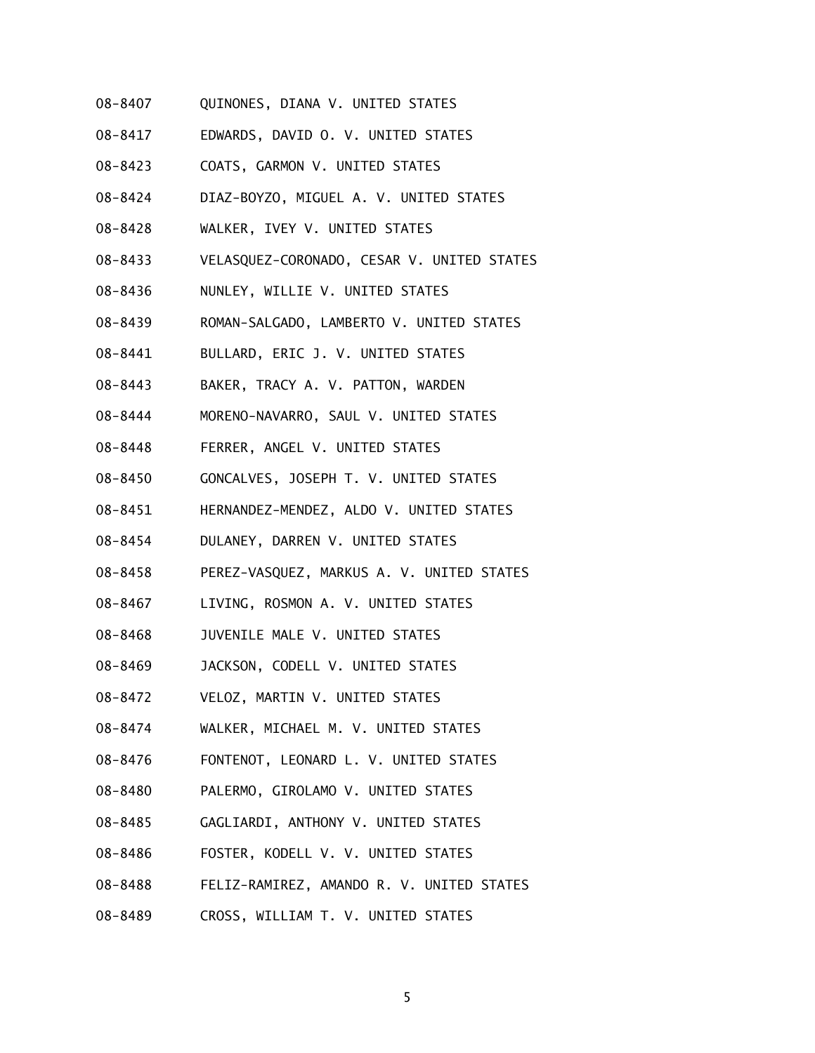08-8407 QUINONES, DIANA V. UNITED STATES

08-8417 EDWARDS, DAVID O. V. UNITED STATES

08-8423 COATS, GARMON V. UNITED STATES

08-8424 DIAZ-BOYZO, MIGUEL A. V. UNITED STATES

08-8428 WALKER, IVEY V. UNITED STATES

08-8433 VELASQUEZ-CORONADO, CESAR V. UNITED STATES

08-8436 NUNLEY, WILLIE V. UNITED STATES

08-8439 ROMAN-SALGADO, LAMBERTO V. UNITED STATES

08-8441 BULLARD, ERIC J. V. UNITED STATES

08-8443 BAKER, TRACY A. V. PATTON, WARDEN

08-8444 MORENO-NAVARRO, SAUL V. UNITED STATES

08-8448 FERRER, ANGEL V. UNITED STATES

08-8450 GONCALVES, JOSEPH T. V. UNITED STATES

08-8451 HERNANDEZ-MENDEZ, ALDO V. UNITED STATES

08-8454 DULANEY, DARREN V. UNITED STATES

08-8458 PEREZ-VASQUEZ, MARKUS A. V. UNITED STATES

08-8467 LIVING, ROSMON A. V. UNITED STATES

08-8468 JUVENILE MALE V. UNITED STATES

08-8469 JACKSON, CODELL V. UNITED STATES

08-8472 VELOZ, MARTIN V. UNITED STATES

08-8474 WALKER, MICHAEL M. V. UNITED STATES

08-8476 FONTENOT, LEONARD L. V. UNITED STATES

08-8480 PALERMO, GIROLAMO V. UNITED STATES

08-8485 GAGLIARDI, ANTHONY V. UNITED STATES

08-8486 FOSTER, KODELL V. V. UNITED STATES

08-8488 FELIZ-RAMIREZ, AMANDO R. V. UNITED STATES

08-8489 CROSS, WILLIAM T. V. UNITED STATES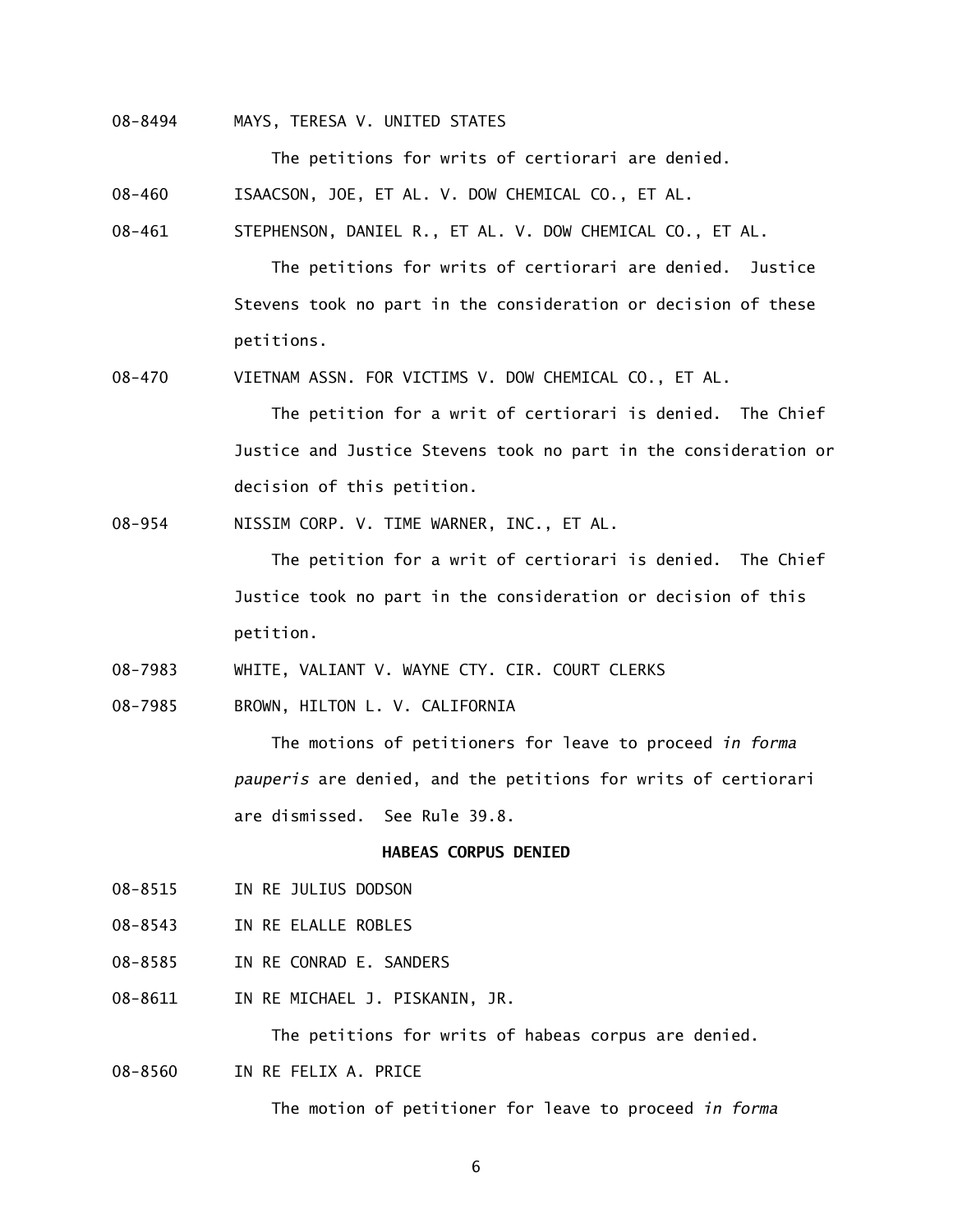08-8494 MAYS, TERESA V. UNITED STATES

The petitions for writs of certiorari are denied.

08-460 ISAACSON, JOE, ET AL. V. DOW CHEMICAL CO., ET AL.

08-461 STEPHENSON, DANIEL R., ET AL. V. DOW CHEMICAL CO., ET AL.

The petitions for writs of certiorari are denied. Justice Stevens took no part in the consideration or decision of these petitions.

08-470 VIETNAM ASSN. FOR VICTIMS V. DOW CHEMICAL CO., ET AL.

The petition for a writ of certiorari is denied. The Chief Justice and Justice Stevens took no part in the consideration or decision of this petition.

08-954 NISSIM CORP. V. TIME WARNER, INC., ET AL.

The petition for a writ of certiorari is denied. The Chief Justice took no part in the consideration or decision of this petition.

08-7983 WHITE, VALIANT V. WAYNE CTY. CIR. COURT CLERKS

08-7985 BROWN, HILTON L. V. CALIFORNIA

The motions of petitioners for leave to proceed *in forma pauperis* are denied, and the petitions for writs of certiorari are dismissed. See Rule 39.8.

**HABEAS CORPUS DENIED**

08-8515 IN RE JULIUS DODSON

08-8543 IN RE ELALLE ROBLES

08-8585 IN RE CONRAD E. SANDERS

08-8611 IN RE MICHAEL J. PISKANIN, JR.

The petitions for writs of habeas corpus are denied.

08-8560 IN RE FELIX A. PRICE

The motion of petitioner for leave to proceed *in forma*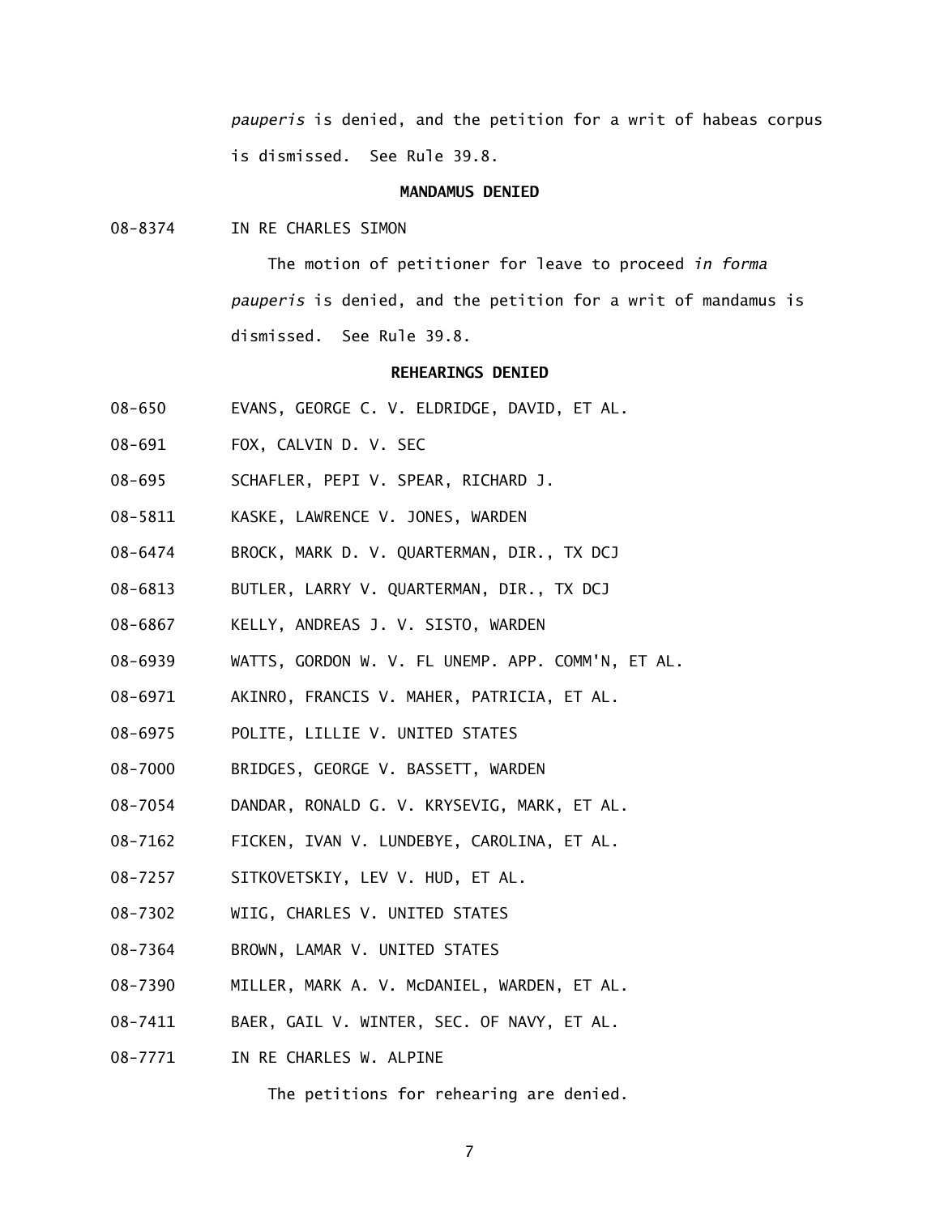*pauperis* is denied, and the petition for a writ of habeas corpus is dismissed. See Rule 39.8.

**MANDAMUS DENIED**

08-8374 IN RE CHARLES SIMON

The motion of petitioner for leave to proceed *in forma pauperis* is denied, and the petition for a writ of mandamus is dismissed. See Rule 39.8.

**REHEARINGS DENIED**

08-650 EVANS, GEORGE C. V. ELDRIDGE, DAVID, ET AL.

08-691 FOX, CALVIN D. V. SEC

08-695 SCHAFLER, PEPI V. SPEAR, RICHARD J.

08-5811 KASKE, LAWRENCE V. JONES, WARDEN

08-6474 BROCK, MARK D. V. QUARTERMAN, DIR., TX DCJ

08-6813 BUTLER, LARRY V. QUARTERMAN, DIR., TX DCJ

08-6867 KELLY, ANDREAS J. V. SISTO, WARDEN

08-6939 WATTS, GORDON W. V. FL UNEMP. APP. COMM'N, ET AL.

08-6971 AKINRO, FRANCIS V. MAHER, PATRICIA, ET AL.

08-6975 POLITE, LILLIE V. UNITED STATES

08-7000 BRIDGES, GEORGE V. BASSETT, WARDEN

08-7054 DANDAR, RONALD G. V. KRYSEVIG, MARK, ET AL.

08-7162 FICKEN, IVAN V. LUNDEBYE, CAROLINA, ET AL.

08-7257 SITKOVETSKIY, LEV V. HUD, ET AL.

08-7302 WIIG, CHARLES V. UNITED STATES

08-7364 BROWN, LAMAR V. UNITED STATES

08-7390 MILLER, MARK A. V. McDANIEL, WARDEN, ET AL.

08-7411 BAER, GAIL V. WINTER, SEC. OF NAVY, ET AL.

08-7771 IN RE CHARLES W. ALPINE

The petitions for rehearing are denied.